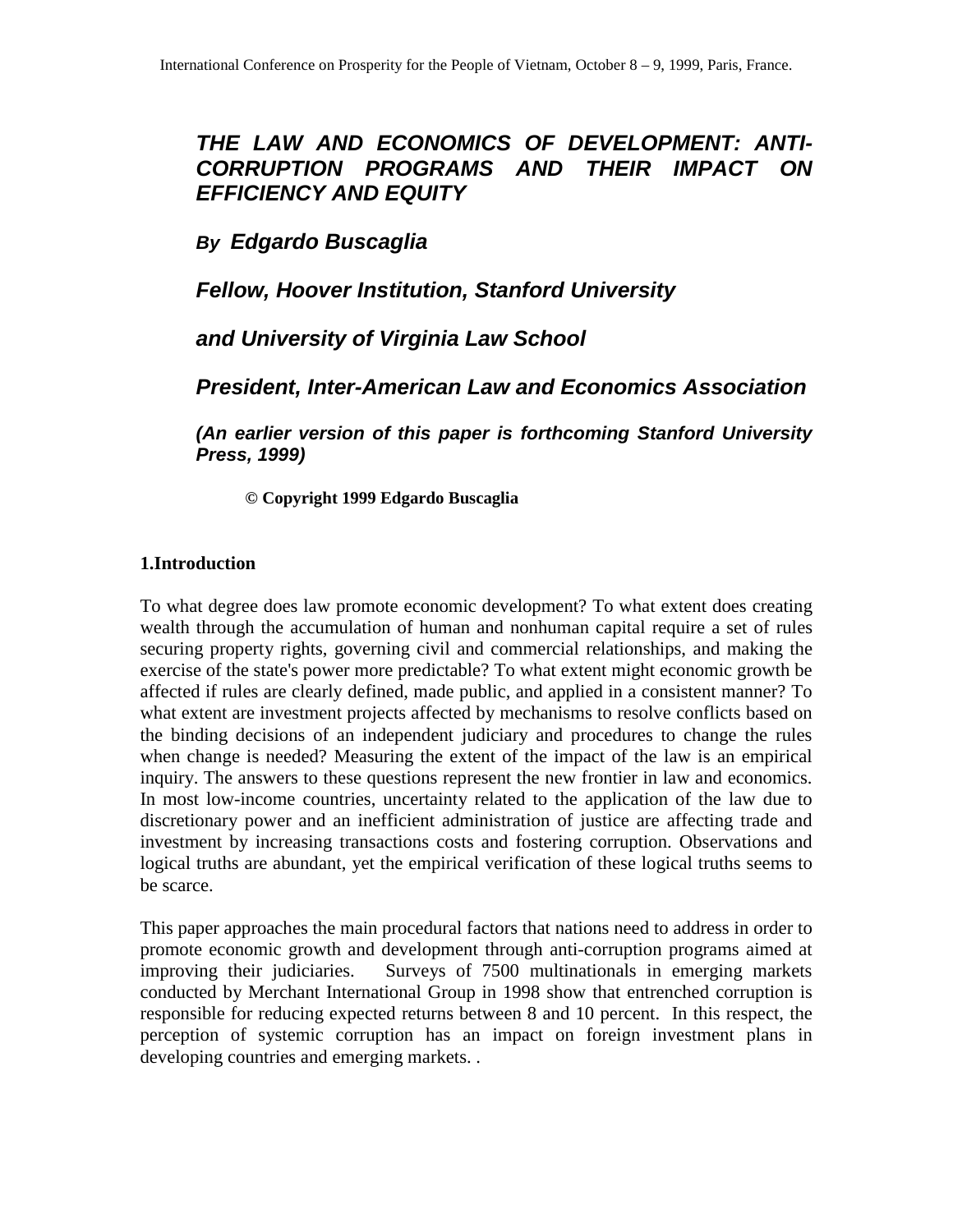# *THE LAW AND ECONOMICS OF DEVELOPMENT: ANTI-CORRUPTION PROGRAMS AND THEIR IMPACT ON EFFICIENCY AND EQUITY*

***By Edgardo Buscaglia***

***Fellow, Hoover Institution, Stanford University***

***and University of Virginia Law School***

***President, Inter-American Law and Economics Association***

***(An earlier version of this paper is forthcoming Stanford University Press, 1999)***

**© Copyright 1999 Edgardo Buscaglia**

## 1.Introduction

To what degree does law promote economic development? To what extent does creating wealth through the accumulation of human and nonhuman capital require a set of rules securing property rights, governing civil and commercial relationships, and making the exercise of the state's power more predictable? To what extent might economic growth be affected if rules are clearly defined, made public, and applied in a consistent manner? To what extent are investment projects affected by mechanisms to resolve conflicts based on the binding decisions of an independent judiciary and procedures to change the rules when change is needed? Measuring the extent of the impact of the law is an empirical inquiry. The answers to these questions represent the new frontier in law and economics. In most low-income countries, uncertainty related to the application of the law due to discretionary power and an inefficient administration of justice are affecting trade and investment by increasing transactions costs and fostering corruption. Observations and logical truths are abundant, yet the empirical verification of these logical truths seems to be scarce.

This paper approaches the main procedural factors that nations need to address in order to promote economic growth and development through anti-corruption programs aimed at improving their judiciaries. Surveys of 7500 multinationals in emerging markets conducted by Merchant International Group in 1998 show that entrenched corruption is responsible for reducing expected returns between 8 and 10 percent. In this respect, the perception of systemic corruption has an impact on foreign investment plans in developing countries and emerging markets. .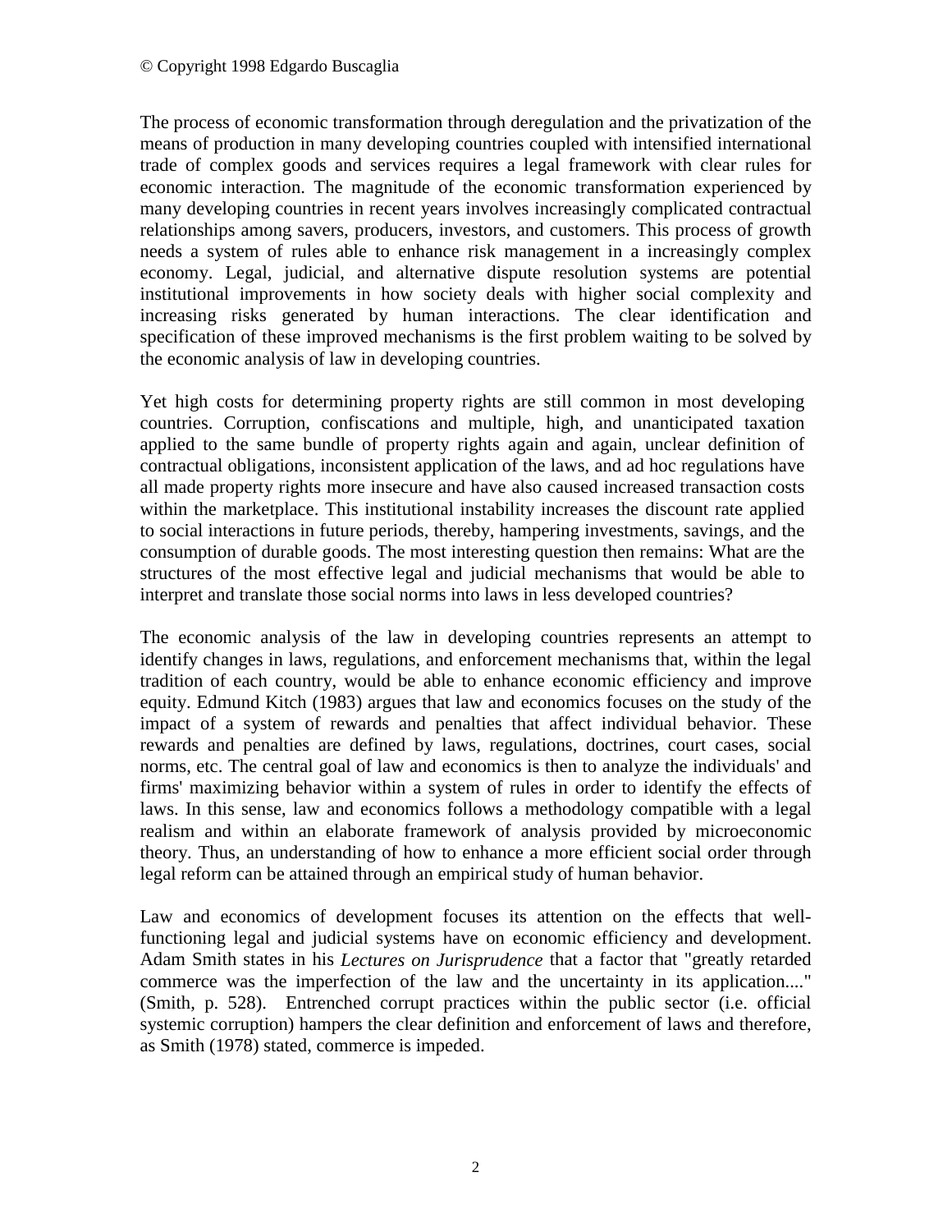© Copyright 1998 Edgardo Buscaglia

The process of economic transformation through deregulation and the privatization of the means of production in many developing countries coupled with intensified international trade of complex goods and services requires a legal framework with clear rules for economic interaction. The magnitude of the economic transformation experienced by many developing countries in recent years involves increasingly complicated contractual relationships among savers, producers, investors, and customers. This process of growth needs a system of rules able to enhance risk management in a increasingly complex economy. Legal, judicial, and alternative dispute resolution systems are potential institutional improvements in how society deals with higher social complexity and increasing risks generated by human interactions. The clear identification and specification of these improved mechanisms is the first problem waiting to be solved by the economic analysis of law in developing countries.

Yet high costs for determining property rights are still common in most developing countries. Corruption, confiscations and multiple, high, and unanticipated taxation applied to the same bundle of property rights again and again, unclear definition of contractual obligations, inconsistent application of the laws, and ad hoc regulations have all made property rights more insecure and have also caused increased transaction costs within the marketplace. This institutional instability increases the discount rate applied to social interactions in future periods, thereby, hampering investments, savings, and the consumption of durable goods. The most interesting question then remains: What are the structures of the most effective legal and judicial mechanisms that would be able to interpret and translate those social norms into laws in less developed countries?

The economic analysis of the law in developing countries represents an attempt to identify changes in laws, regulations, and enforcement mechanisms that, within the legal tradition of each country, would be able to enhance economic efficiency and improve equity. Edmund Kitch (1983) argues that law and economics focuses on the study of the impact of a system of rewards and penalties that affect individual behavior. These rewards and penalties are defined by laws, regulations, doctrines, court cases, social norms, etc. The central goal of law and economics is then to analyze the individuals' and firms' maximizing behavior within a system of rules in order to identify the effects of laws. In this sense, law and economics follows a methodology compatible with a legal realism and within an elaborate framework of analysis provided by microeconomic theory. Thus, an understanding of how to enhance a more efficient social order through legal reform can be attained through an empirical study of human behavior.

Law and economics of development focuses its attention on the effects that well-functioning legal and judicial systems have on economic efficiency and development. Adam Smith states in his *Lectures on Jurisprudence* that a factor that "greatly retarded commerce was the imperfection of the law and the uncertainty in its application...." (Smith, p. 528). Entrenched corrupt practices within the public sector (i.e. official systemic corruption) hampers the clear definition and enforcement of laws and therefore, as Smith (1978) stated, commerce is impeded.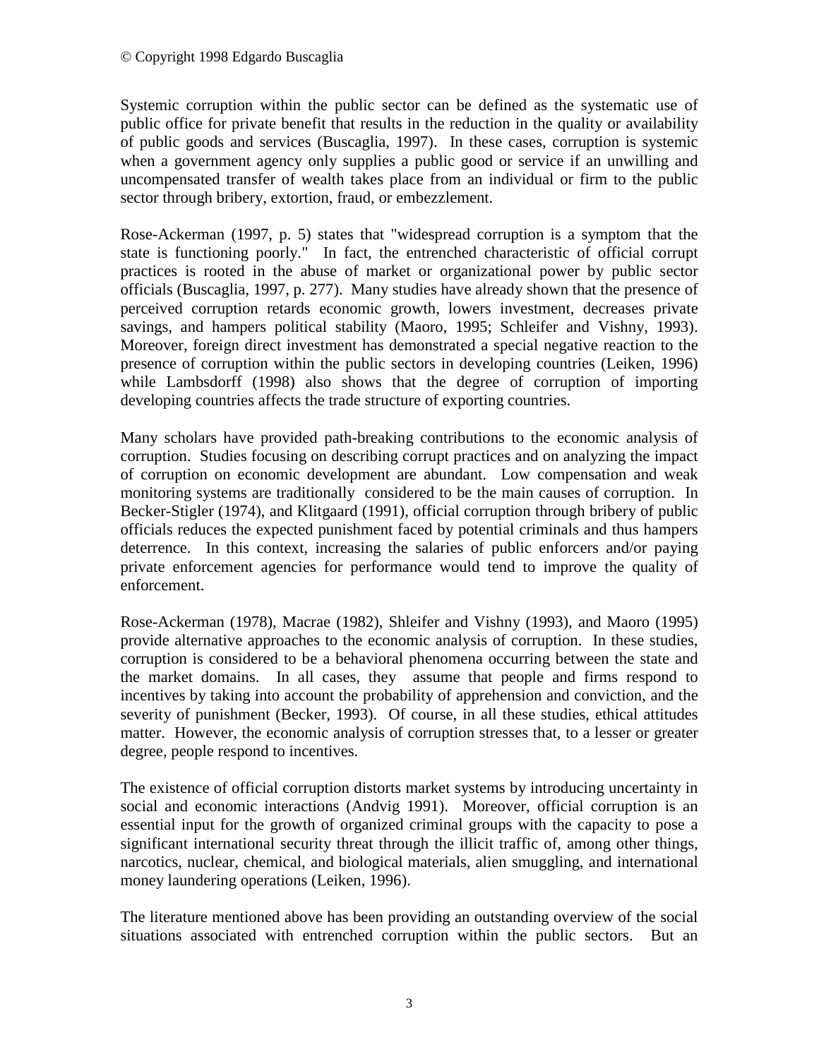© Copyright 1998 Edgardo Buscaglia

Systemic corruption within the public sector can be defined as the systematic use of public office for private benefit that results in the reduction in the quality or availability of public goods and services (Buscaglia, 1997). In these cases, corruption is systemic when a government agency only supplies a public good or service if an unwilling and uncompensated transfer of wealth takes place from an individual or firm to the public sector through bribery, extortion, fraud, or embezzlement.

Rose-Ackerman (1997, p. 5) states that "widespread corruption is a symptom that the state is functioning poorly." In fact, the entrenched characteristic of official corrupt practices is rooted in the abuse of market or organizational power by public sector officials (Buscaglia, 1997, p. 277). Many studies have already shown that the presence of perceived corruption retards economic growth, lowers investment, decreases private savings, and hampers political stability (Maoro, 1995; Schleifer and Vishny, 1993). Moreover, foreign direct investment has demonstrated a special negative reaction to the presence of corruption within the public sectors in developing countries (Leiken, 1996) while Lambsdorff (1998) also shows that the degree of corruption of importing developing countries affects the trade structure of exporting countries.

Many scholars have provided path-breaking contributions to the economic analysis of corruption. Studies focusing on describing corrupt practices and on analyzing the impact of corruption on economic development are abundant. Low compensation and weak monitoring systems are traditionally considered to be the main causes of corruption. In Becker-Stigler (1974), and Klitgaard (1991), official corruption through bribery of public officials reduces the expected punishment faced by potential criminals and thus hampers deterrence. In this context, increasing the salaries of public enforcers and/or paying private enforcement agencies for performance would tend to improve the quality of enforcement.

Rose-Ackerman (1978), Macrae (1982), Shleifer and Vishny (1993), and Maoro (1995) provide alternative approaches to the economic analysis of corruption. In these studies, corruption is considered to be a behavioral phenomena occurring between the state and the market domains. In all cases, they assume that people and firms respond to incentives by taking into account the probability of apprehension and conviction, and the severity of punishment (Becker, 1993). Of course, in all these studies, ethical attitudes matter. However, the economic analysis of corruption stresses that, to a lesser or greater degree, people respond to incentives.

The existence of official corruption distorts market systems by introducing uncertainty in social and economic interactions (Andvig 1991). Moreover, official corruption is an essential input for the growth of organized criminal groups with the capacity to pose a significant international security threat through the illicit traffic of, among other things, narcotics, nuclear, chemical, and biological materials, alien smuggling, and international money laundering operations (Leiken, 1996).

The literature mentioned above has been providing an outstanding overview of the social situations associated with entrenched corruption within the public sectors. But an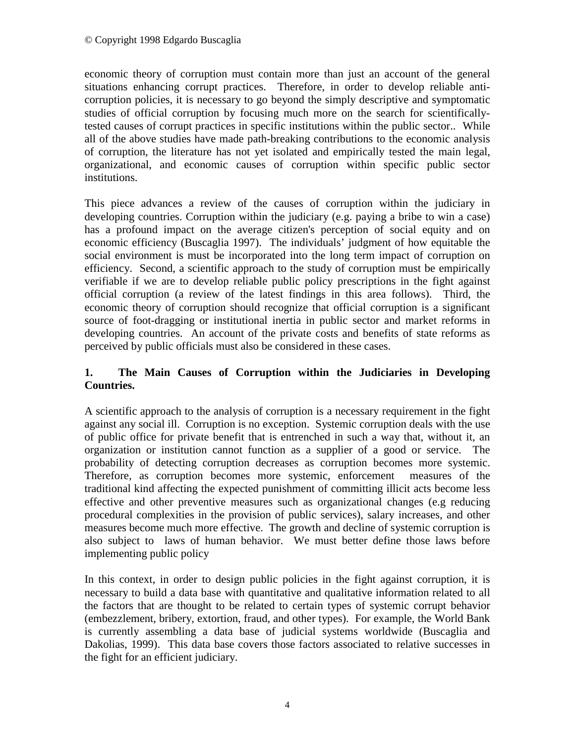economic theory of corruption must contain more than just an account of the general situations enhancing corrupt practices. Therefore, in order to develop reliable anti-corruption policies, it is necessary to go beyond the simply descriptive and symptomatic studies of official corruption by focusing much more on the search for scientifically-tested causes of corrupt practices in specific institutions within the public sector.. While all of the above studies have made path-breaking contributions to the economic analysis of corruption, the literature has not yet isolated and empirically tested the main legal, organizational, and economic causes of corruption within specific public sector institutions.

This piece advances a review of the causes of corruption within the judiciary in developing countries. Corruption within the judiciary (e.g. paying a bribe to win a case) has a profound impact on the average citizen's perception of social equity and on economic efficiency (Buscaglia 1997). The individuals' judgment of how equitable the social environment is must be incorporated into the long term impact of corruption on efficiency. Second, a scientific approach to the study of corruption must be empirically verifiable if we are to develop reliable public policy prescriptions in the fight against official corruption (a review of the latest findings in this area follows). Third, the economic theory of corruption should recognize that official corruption is a significant source of foot-dragging or institutional inertia in public sector and market reforms in developing countries. An account of the private costs and benefits of state reforms as perceived by public officials must also be considered in these cases.

## 1. The Main Causes of Corruption within the Judiciaries in Developing Countries.

A scientific approach to the analysis of corruption is a necessary requirement in the fight against any social ill. Corruption is no exception. Systemic corruption deals with the use of public office for private benefit that is entrenched in such a way that, without it, an organization or institution cannot function as a supplier of a good or service. The probability of detecting corruption decreases as corruption becomes more systemic. Therefore, as corruption becomes more systemic, enforcement measures of the traditional kind affecting the expected punishment of committing illicit acts become less effective and other preventive measures such as organizational changes (e.g reducing procedural complexities in the provision of public services), salary increases, and other measures become much more effective. The growth and decline of systemic corruption is also subject to laws of human behavior. We must better define those laws before implementing public policy

In this context, in order to design public policies in the fight against corruption, it is necessary to build a data base with quantitative and qualitative information related to all the factors that are thought to be related to certain types of systemic corrupt behavior (embezzlement, bribery, extortion, fraud, and other types). For example, the World Bank is currently assembling a data base of judicial systems worldwide (Buscaglia and Dakolias, 1999). This data base covers those factors associated to relative successes in the fight for an efficient judiciary.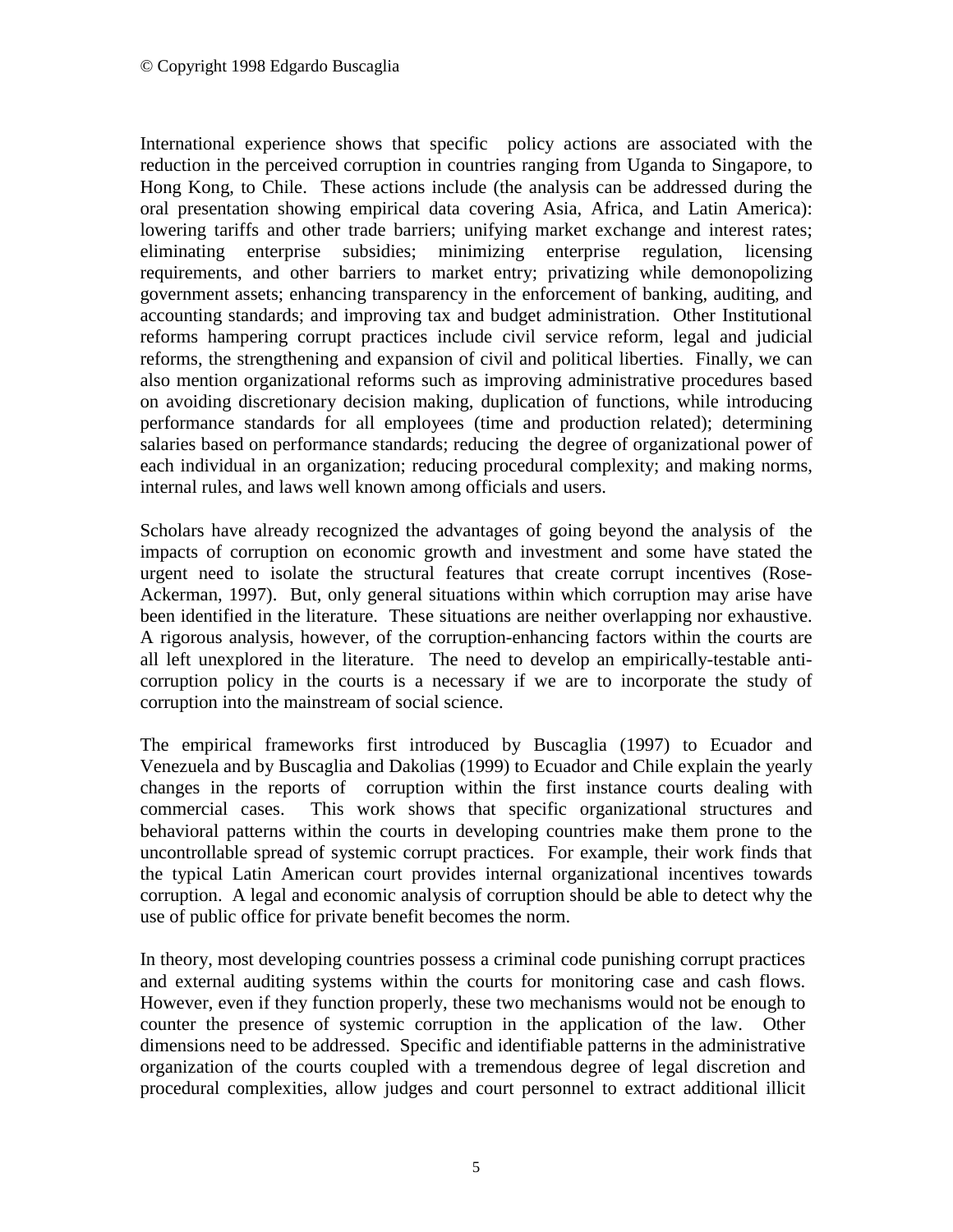International experience shows that specific policy actions are associated with the reduction in the perceived corruption in countries ranging from Uganda to Singapore, to Hong Kong, to Chile. These actions include (the analysis can be addressed during the oral presentation showing empirical data covering Asia, Africa, and Latin America): lowering tariffs and other trade barriers; unifying market exchange and interest rates; eliminating enterprise subsidies; minimizing enterprise regulation, licensing requirements, and other barriers to market entry; privatizing while demonopolizing government assets; enhancing transparency in the enforcement of banking, auditing, and accounting standards; and improving tax and budget administration. Other Institutional reforms hampering corrupt practices include civil service reform, legal and judicial reforms, the strengthening and expansion of civil and political liberties. Finally, we can also mention organizational reforms such as improving administrative procedures based on avoiding discretionary decision making, duplication of functions, while introducing performance standards for all employees (time and production related); determining salaries based on performance standards; reducing the degree of organizational power of each individual in an organization; reducing procedural complexity; and making norms, internal rules, and laws well known among officials and users.

Scholars have already recognized the advantages of going beyond the analysis of the impacts of corruption on economic growth and investment and some have stated the urgent need to isolate the structural features that create corrupt incentives (Rose-Ackerman, 1997). But, only general situations within which corruption may arise have been identified in the literature. These situations are neither overlapping nor exhaustive. A rigorous analysis, however, of the corruption-enhancing factors within the courts are all left unexplored in the literature. The need to develop an empirically-testable anti-corruption policy in the courts is a necessary if we are to incorporate the study of corruption into the mainstream of social science.

The empirical frameworks first introduced by Buscaglia (1997) to Ecuador and Venezuela and by Buscaglia and Dakolias (1999) to Ecuador and Chile explain the yearly changes in the reports of corruption within the first instance courts dealing with commercial cases. This work shows that specific organizational structures and behavioral patterns within the courts in developing countries make them prone to the uncontrollable spread of systemic corrupt practices. For example, their work finds that the typical Latin American court provides internal organizational incentives towards corruption. A legal and economic analysis of corruption should be able to detect why the use of public office for private benefit becomes the norm.

In theory, most developing countries possess a criminal code punishing corrupt practices and external auditing systems within the courts for monitoring case and cash flows. However, even if they function properly, these two mechanisms would not be enough to counter the presence of systemic corruption in the application of the law. Other dimensions need to be addressed. Specific and identifiable patterns in the administrative organization of the courts coupled with a tremendous degree of legal discretion and procedural complexities, allow judges and court personnel to extract additional illicit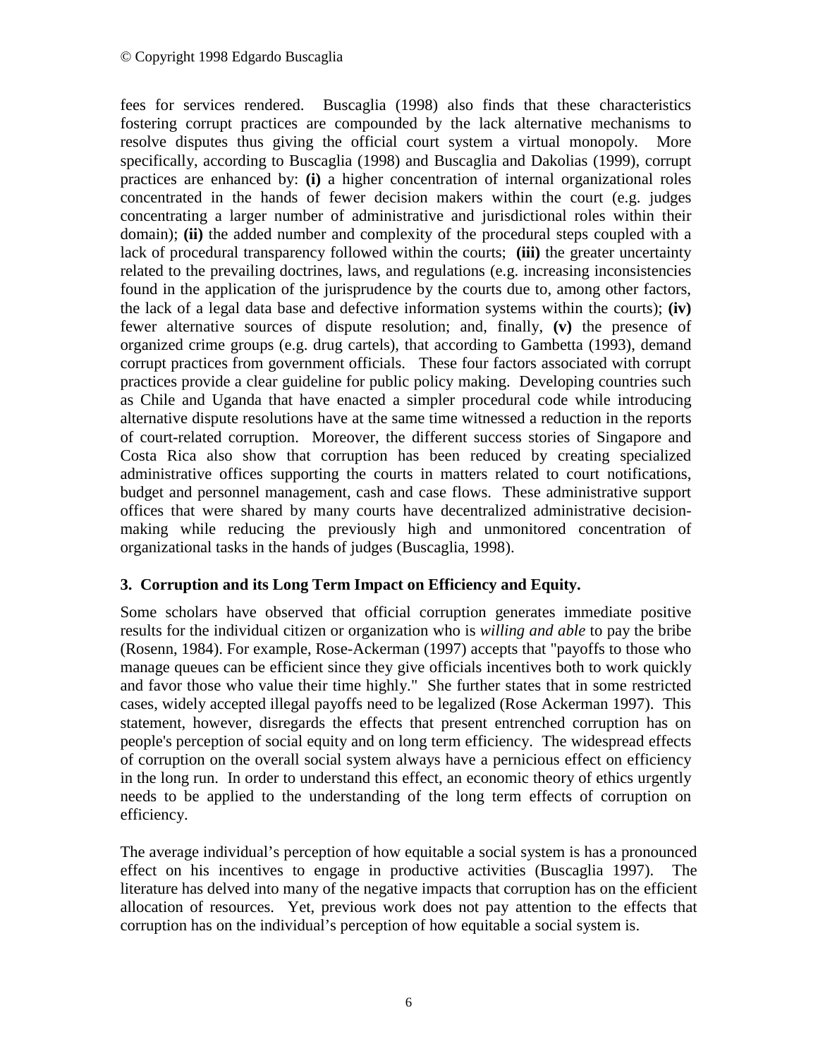fees for services rendered. Buscaglia (1998) also finds that these characteristics fostering corrupt practices are compounded by the lack alternative mechanisms to resolve disputes thus giving the official court system a virtual monopoly. More specifically, according to Buscaglia (1998) and Buscaglia and Dakolias (1999), corrupt practices are enhanced by: **(i)** a higher concentration of internal organizational roles concentrated in the hands of fewer decision makers within the court (e.g. judges concentrating a larger number of administrative and jurisdictional roles within their domain); **(ii)** the added number and complexity of the procedural steps coupled with a lack of procedural transparency followed within the courts; **(iii)** the greater uncertainty related to the prevailing doctrines, laws, and regulations (e.g. increasing inconsistencies found in the application of the jurisprudence by the courts due to, among other factors, the lack of a legal data base and defective information systems within the courts); **(iv)** fewer alternative sources of dispute resolution; and, finally, **(v)** the presence of organized crime groups (e.g. drug cartels), that according to Gambetta (1993), demand corrupt practices from government officials. These four factors associated with corrupt practices provide a clear guideline for public policy making. Developing countries such as Chile and Uganda that have enacted a simpler procedural code while introducing alternative dispute resolutions have at the same time witnessed a reduction in the reports of court-related corruption. Moreover, the different success stories of Singapore and Costa Rica also show that corruption has been reduced by creating specialized administrative offices supporting the courts in matters related to court notifications, budget and personnel management, cash and case flows. These administrative support offices that were shared by many courts have decentralized administrative decision-making while reducing the previously high and unmonitored concentration of organizational tasks in the hands of judges (Buscaglia, 1998).

## 3. Corruption and its Long Term Impact on Efficiency and Equity.

Some scholars have observed that official corruption generates immediate positive results for the individual citizen or organization who is *willing and able* to pay the bribe (Rosenn, 1984). For example, Rose-Ackerman (1997) accepts that "payoffs to those who manage queues can be efficient since they give officials incentives both to work quickly and favor those who value their time highly." She further states that in some restricted cases, widely accepted illegal payoffs need to be legalized (Rose Ackerman 1997). This statement, however, disregards the effects that present entrenched corruption has on people's perception of social equity and on long term efficiency. The widespread effects of corruption on the overall social system always have a pernicious effect on efficiency in the long run. In order to understand this effect, an economic theory of ethics urgently needs to be applied to the understanding of the long term effects of corruption on efficiency.

The average individual's perception of how equitable a social system is has a pronounced effect on his incentives to engage in productive activities (Buscaglia 1997). The literature has delved into many of the negative impacts that corruption has on the efficient allocation of resources. Yet, previous work does not pay attention to the effects that corruption has on the individual's perception of how equitable a social system is.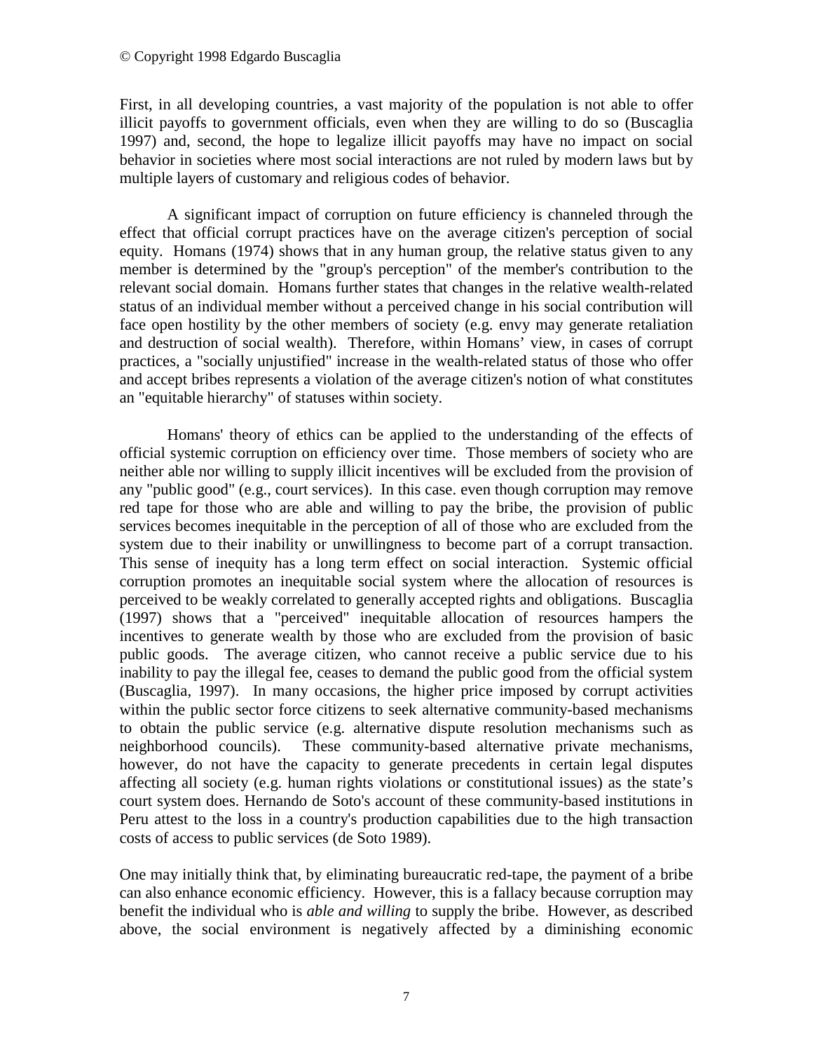First, in all developing countries, a vast majority of the population is not able to offer illicit payoffs to government officials, even when they are willing to do so (Buscaglia 1997) and, second, the hope to legalize illicit payoffs may have no impact on social behavior in societies where most social interactions are not ruled by modern laws but by multiple layers of customary and religious codes of behavior.

A significant impact of corruption on future efficiency is channeled through the effect that official corrupt practices have on the average citizen's perception of social equity. Homans (1974) shows that in any human group, the relative status given to any member is determined by the "group's perception" of the member's contribution to the relevant social domain. Homans further states that changes in the relative wealth-related status of an individual member without a perceived change in his social contribution will face open hostility by the other members of society (e.g. envy may generate retaliation and destruction of social wealth). Therefore, within Homans' view, in cases of corrupt practices, a "socially unjustified" increase in the wealth-related status of those who offer and accept bribes represents a violation of the average citizen's notion of what constitutes an "equitable hierarchy" of statuses within society.

Homans' theory of ethics can be applied to the understanding of the effects of official systemic corruption on efficiency over time. Those members of society who are neither able nor willing to supply illicit incentives will be excluded from the provision of any "public good" (e.g., court services). In this case. even though corruption may remove red tape for those who are able and willing to pay the bribe, the provision of public services becomes inequitable in the perception of all of those who are excluded from the system due to their inability or unwillingness to become part of a corrupt transaction. This sense of inequity has a long term effect on social interaction. Systemic official corruption promotes an inequitable social system where the allocation of resources is perceived to be weakly correlated to generally accepted rights and obligations. Buscaglia (1997) shows that a "perceived" inequitable allocation of resources hampers the incentives to generate wealth by those who are excluded from the provision of basic public goods. The average citizen, who cannot receive a public service due to his inability to pay the illegal fee, ceases to demand the public good from the official system (Buscaglia, 1997). In many occasions, the higher price imposed by corrupt activities within the public sector force citizens to seek alternative community-based mechanisms to obtain the public service (e.g. alternative dispute resolution mechanisms such as neighborhood councils). These community-based alternative private mechanisms, however, do not have the capacity to generate precedents in certain legal disputes affecting all society (e.g. human rights violations or constitutional issues) as the state's court system does. Hernando de Soto's account of these community-based institutions in Peru attest to the loss in a country's production capabilities due to the high transaction costs of access to public services (de Soto 1989).

One may initially think that, by eliminating bureaucratic red-tape, the payment of a bribe can also enhance economic efficiency. However, this is a fallacy because corruption may benefit the individual who is *able and willing* to supply the bribe. However, as described above, the social environment is negatively affected by a diminishing economic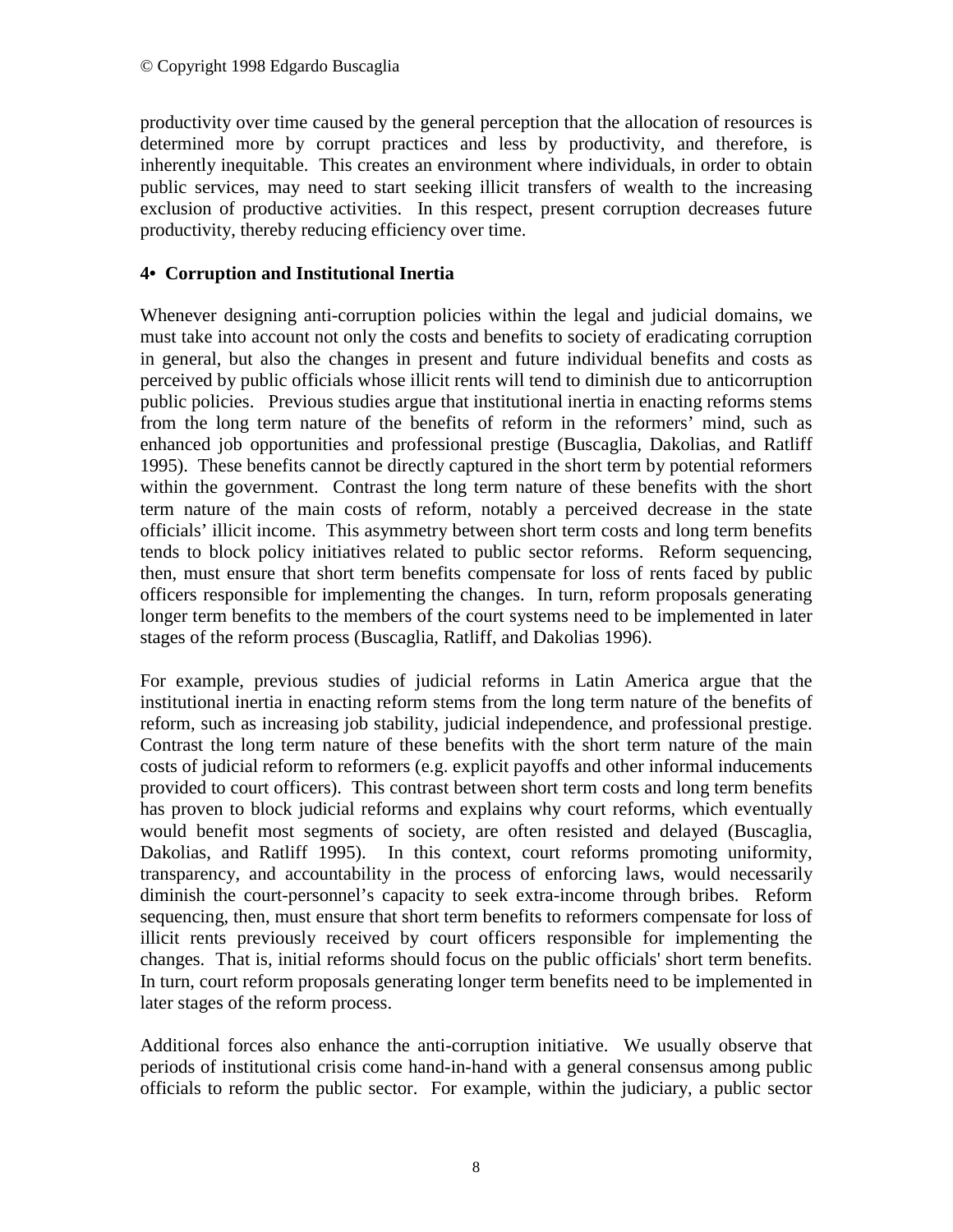productivity over time caused by the general perception that the allocation of resources is determined more by corrupt practices and less by productivity, and therefore, is inherently inequitable. This creates an environment where individuals, in order to obtain public services, may need to start seeking illicit transfers of wealth to the increasing exclusion of productive activities. In this respect, present corruption decreases future productivity, thereby reducing efficiency over time.

## 4• Corruption and Institutional Inertia

Whenever designing anti-corruption policies within the legal and judicial domains, we must take into account not only the costs and benefits to society of eradicating corruption in general, but also the changes in present and future individual benefits and costs as perceived by public officials whose illicit rents will tend to diminish due to anticorruption public policies. Previous studies argue that institutional inertia in enacting reforms stems from the long term nature of the benefits of reform in the reformers' mind, such as enhanced job opportunities and professional prestige (Buscaglia, Dakolias, and Ratliff 1995). These benefits cannot be directly captured in the short term by potential reformers within the government. Contrast the long term nature of these benefits with the short term nature of the main costs of reform, notably a perceived decrease in the state officials' illicit income. This asymmetry between short term costs and long term benefits tends to block policy initiatives related to public sector reforms. Reform sequencing, then, must ensure that short term benefits compensate for loss of rents faced by public officers responsible for implementing the changes. In turn, reform proposals generating longer term benefits to the members of the court systems need to be implemented in later stages of the reform process (Buscaglia, Ratliff, and Dakolias 1996).

For example, previous studies of judicial reforms in Latin America argue that the institutional inertia in enacting reform stems from the long term nature of the benefits of reform, such as increasing job stability, judicial independence, and professional prestige. Contrast the long term nature of these benefits with the short term nature of the main costs of judicial reform to reformers (e.g. explicit payoffs and other informal inducements provided to court officers). This contrast between short term costs and long term benefits has proven to block judicial reforms and explains why court reforms, which eventually would benefit most segments of society, are often resisted and delayed (Buscaglia, Dakolias, and Ratliff 1995). In this context, court reforms promoting uniformity, transparency, and accountability in the process of enforcing laws, would necessarily diminish the court-personnel's capacity to seek extra-income through bribes. Reform sequencing, then, must ensure that short term benefits to reformers compensate for loss of illicit rents previously received by court officers responsible for implementing the changes. That is, initial reforms should focus on the public officials' short term benefits. In turn, court reform proposals generating longer term benefits need to be implemented in later stages of the reform process.

Additional forces also enhance the anti-corruption initiative. We usually observe that periods of institutional crisis come hand-in-hand with a general consensus among public officials to reform the public sector. For example, within the judiciary, a public sector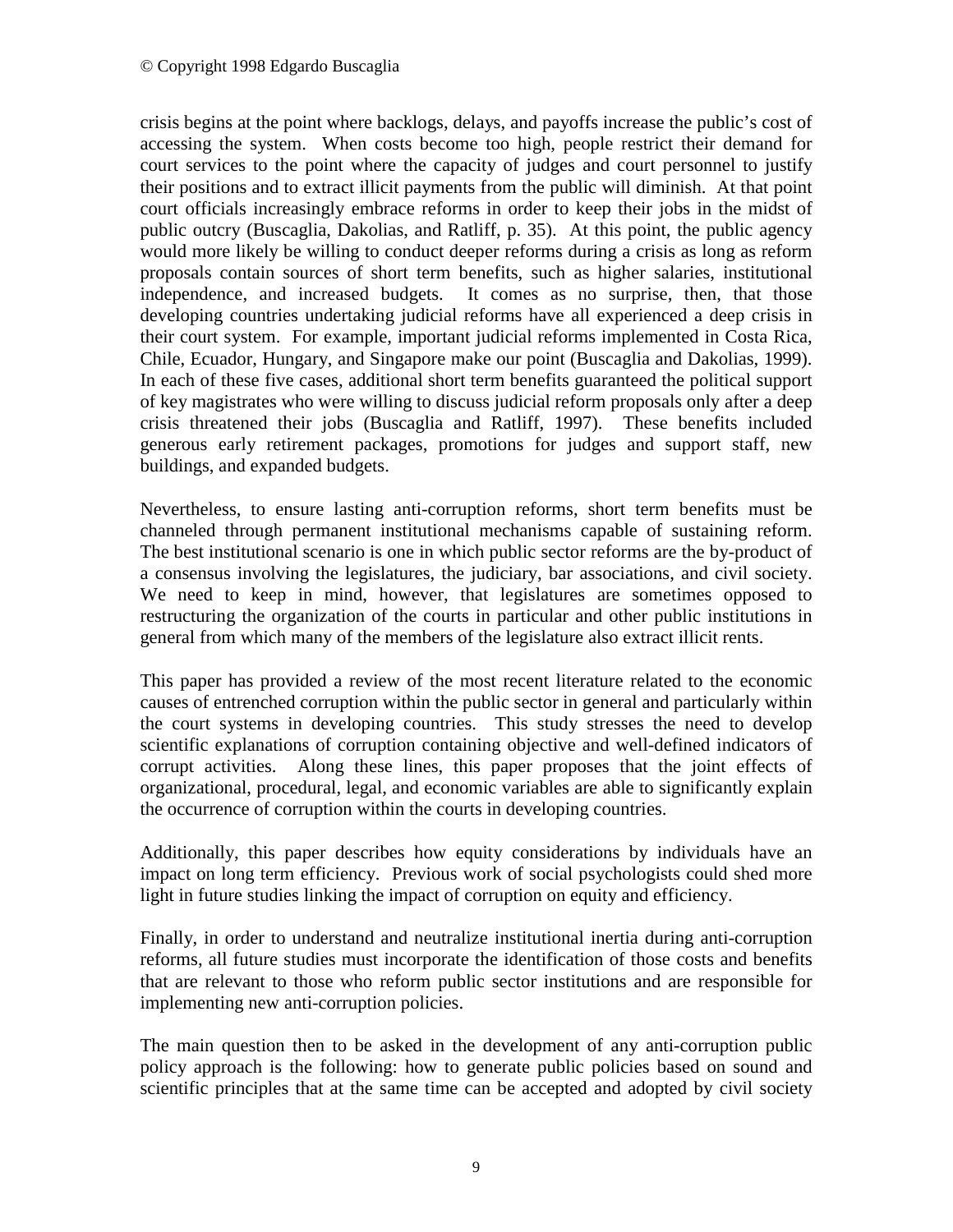crisis begins at the point where backlogs, delays, and payoffs increase the public's cost of accessing the system. When costs become too high, people restrict their demand for court services to the point where the capacity of judges and court personnel to justify their positions and to extract illicit payments from the public will diminish. At that point court officials increasingly embrace reforms in order to keep their jobs in the midst of public outcry (Buscaglia, Dakolias, and Ratliff, p. 35). At this point, the public agency would more likely be willing to conduct deeper reforms during a crisis as long as reform proposals contain sources of short term benefits, such as higher salaries, institutional independence, and increased budgets. It comes as no surprise, then, that those developing countries undertaking judicial reforms have all experienced a deep crisis in their court system. For example, important judicial reforms implemented in Costa Rica, Chile, Ecuador, Hungary, and Singapore make our point (Buscaglia and Dakolias, 1999). In each of these five cases, additional short term benefits guaranteed the political support of key magistrates who were willing to discuss judicial reform proposals only after a deep crisis threatened their jobs (Buscaglia and Ratliff, 1997). These benefits included generous early retirement packages, promotions for judges and support staff, new buildings, and expanded budgets.

Nevertheless, to ensure lasting anti-corruption reforms, short term benefits must be channeled through permanent institutional mechanisms capable of sustaining reform. The best institutional scenario is one in which public sector reforms are the by-product of a consensus involving the legislatures, the judiciary, bar associations, and civil society. We need to keep in mind, however, that legislatures are sometimes opposed to restructuring the organization of the courts in particular and other public institutions in general from which many of the members of the legislature also extract illicit rents.

This paper has provided a review of the most recent literature related to the economic causes of entrenched corruption within the public sector in general and particularly within the court systems in developing countries. This study stresses the need to develop scientific explanations of corruption containing objective and well-defined indicators of corrupt activities. Along these lines, this paper proposes that the joint effects of organizational, procedural, legal, and economic variables are able to significantly explain the occurrence of corruption within the courts in developing countries.

Additionally, this paper describes how equity considerations by individuals have an impact on long term efficiency. Previous work of social psychologists could shed more light in future studies linking the impact of corruption on equity and efficiency.

Finally, in order to understand and neutralize institutional inertia during anti-corruption reforms, all future studies must incorporate the identification of those costs and benefits that are relevant to those who reform public sector institutions and are responsible for implementing new anti-corruption policies.

The main question then to be asked in the development of any anti-corruption public policy approach is the following: how to generate public policies based on sound and scientific principles that at the same time can be accepted and adopted by civil society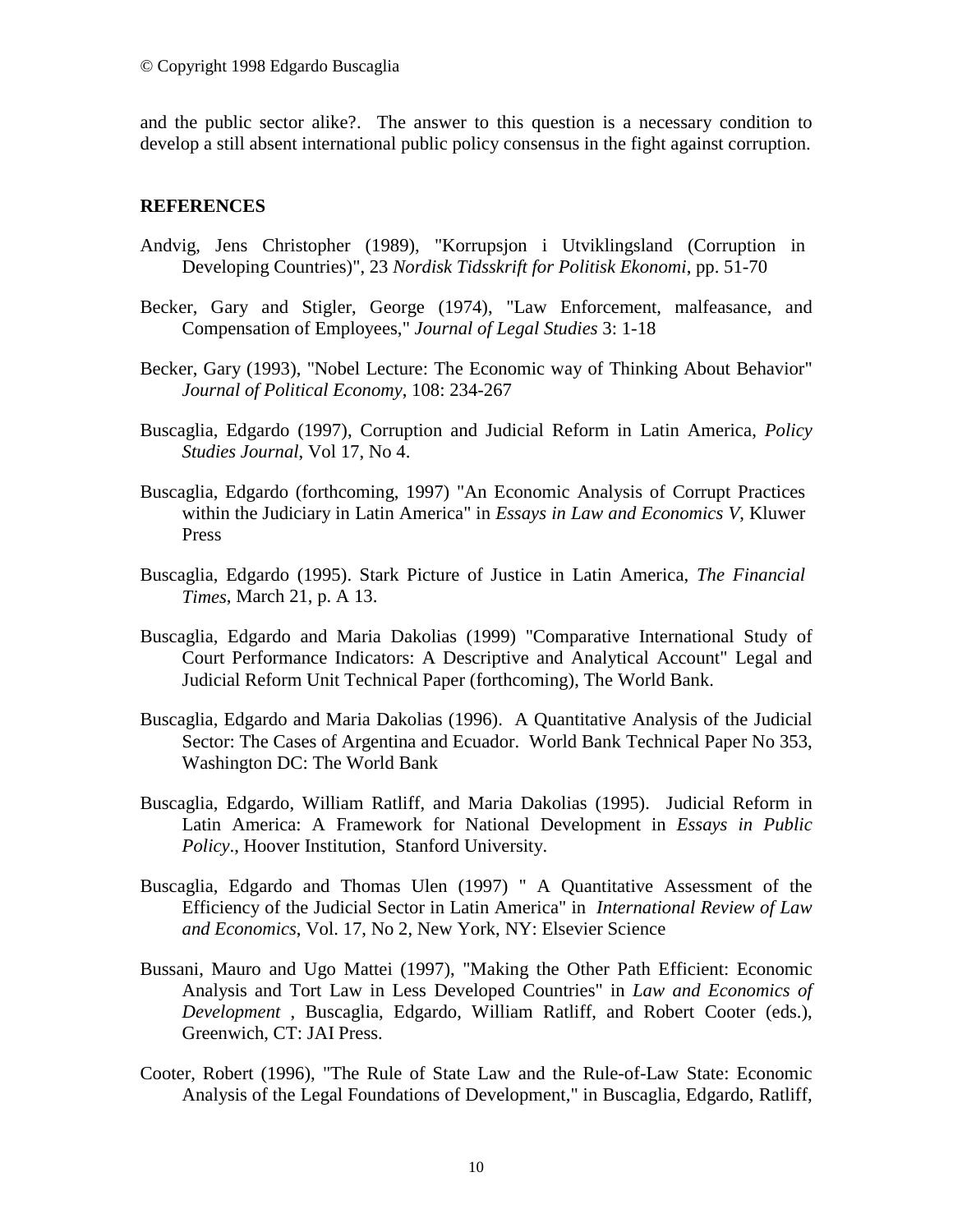and the public sector alike?. The answer to this question is a necessary condition to develop a still absent international public policy consensus in the fight against corruption.

## REFERENCES

Andvig, Jens Christopher (1989), "Korrupsjon i Utviklingsland (Corruption in Developing Countries)", 23 *Nordisk Tidsskrift for Politisk Ekonomi*, pp. 51-70

Becker, Gary and Stigler, George (1974), "Law Enforcement, malfeasance, and Compensation of Employees," *Journal of Legal Studies* 3: 1-18

Becker, Gary (1993), "Nobel Lecture: The Economic way of Thinking About Behavior" *Journal of Political Economy*, 108: 234-267

Buscaglia, Edgardo (1997), Corruption and Judicial Reform in Latin America, *Policy Studies Journal*, Vol 17, No 4.

Buscaglia, Edgardo (forthcoming, 1997) "An Economic Analysis of Corrupt Practices within the Judiciary in Latin America" in *Essays in Law and Economics V*, Kluwer Press

Buscaglia, Edgardo (1995). Stark Picture of Justice in Latin America, *The Financial Times*, March 21, p. A 13.

Buscaglia, Edgardo and Maria Dakolias (1999) "Comparative International Study of Court Performance Indicators: A Descriptive and Analytical Account" Legal and Judicial Reform Unit Technical Paper (forthcoming), The World Bank.

Buscaglia, Edgardo and Maria Dakolias (1996). A Quantitative Analysis of the Judicial Sector: The Cases of Argentina and Ecuador. World Bank Technical Paper No 353, Washington DC: The World Bank

Buscaglia, Edgardo, William Ratliff, and Maria Dakolias (1995). Judicial Reform in Latin America: A Framework for National Development in *Essays in Public Policy*., Hoover Institution, Stanford University.

Buscaglia, Edgardo and Thomas Ulen (1997) " A Quantitative Assessment of the Efficiency of the Judicial Sector in Latin America" in *International Review of Law and Economics*, Vol. 17, No 2, New York, NY: Elsevier Science

Bussani, Mauro and Ugo Mattei (1997), "Making the Other Path Efficient: Economic Analysis and Tort Law in Less Developed Countries" in *Law and Economics of Development* , Buscaglia, Edgardo, William Ratliff, and Robert Cooter (eds.), Greenwich, CT: JAI Press.

Cooter, Robert (1996), "The Rule of State Law and the Rule-of-Law State: Economic Analysis of the Legal Foundations of Development," in Buscaglia, Edgardo, Ratliff,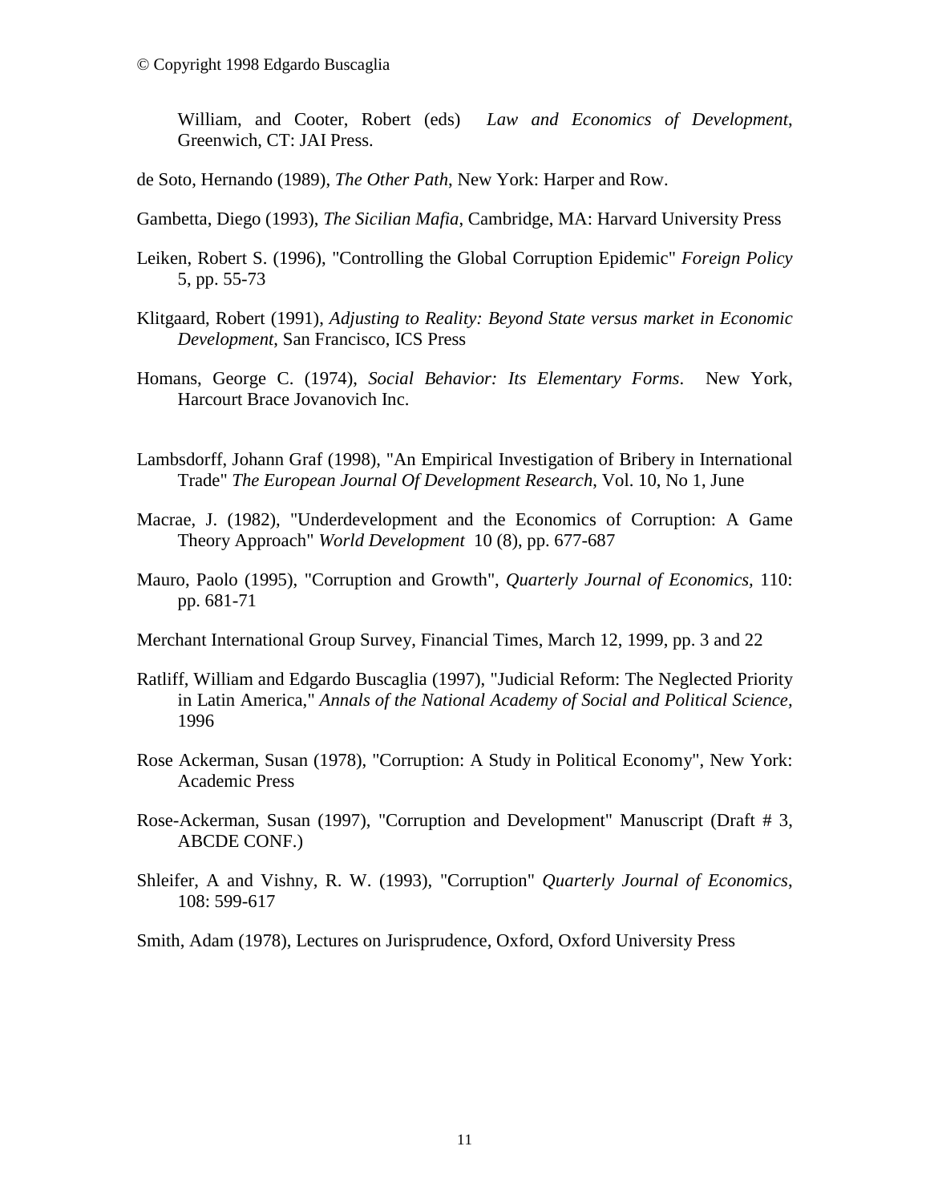William, and Cooter, Robert (eds) *Law and Economics of Development*, Greenwich, CT: JAI Press.

de Soto, Hernando (1989), *The Other Path*, New York: Harper and Row.

Gambetta, Diego (1993), *The Sicilian Mafia*, Cambridge, MA: Harvard University Press

Leiken, Robert S. (1996), "Controlling the Global Corruption Epidemic" *Foreign Policy* 5, pp. 55-73

Klitgaard, Robert (1991), *Adjusting to Reality: Beyond State versus market in Economic Development*, San Francisco, ICS Press

Homans, George C. (1974), *Social Behavior: Its Elementary Forms*. New York, Harcourt Brace Jovanovich Inc.

Lambsdorff, Johann Graf (1998), "An Empirical Investigation of Bribery in International Trade" *The European Journal Of Development Research*, Vol. 10, No 1, June

Macrae, J. (1982), "Underdevelopment and the Economics of Corruption: A Game Theory Approach" *World Development* 10 (8), pp. 677-687

Mauro, Paolo (1995), "Corruption and Growth", *Quarterly Journal of Economics*, 110: pp. 681-71

Merchant International Group Survey, Financial Times, March 12, 1999, pp. 3 and 22

Ratliff, William and Edgardo Buscaglia (1997), "Judicial Reform: The Neglected Priority in Latin America," *Annals of the National Academy of Social and Political Science*, 1996

Rose Ackerman, Susan (1978), "Corruption: A Study in Political Economy", New York: Academic Press

Rose-Ackerman, Susan (1997), "Corruption and Development" Manuscript (Draft # 3, ABCDE CONF.)

Shleifer, A and Vishny, R. W. (1993), "Corruption" *Quarterly Journal of Economics*, 108: 599-617

Smith, Adam (1978), Lectures on Jurisprudence, Oxford, Oxford University Press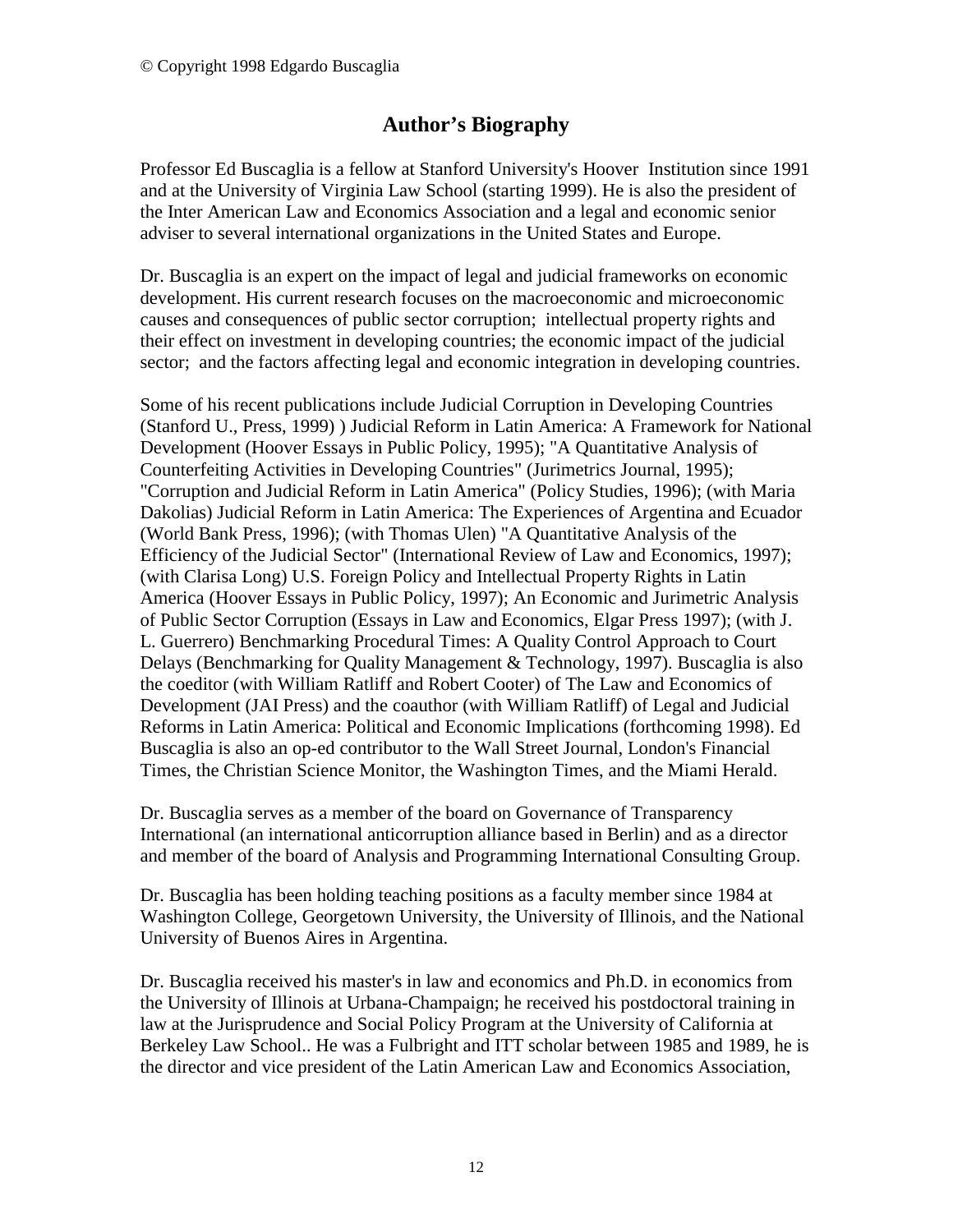© Copyright 1998 Edgardo Buscaglia

## Author's Biography

Professor Ed Buscaglia is a fellow at Stanford University's Hoover Institution since 1991 and at the University of Virginia Law School (starting 1999). He is also the president of the Inter American Law and Economics Association and a legal and economic senior adviser to several international organizations in the United States and Europe.

Dr. Buscaglia is an expert on the impact of legal and judicial frameworks on economic development. His current research focuses on the macroeconomic and microeconomic causes and consequences of public sector corruption; intellectual property rights and their effect on investment in developing countries; the economic impact of the judicial sector; and the factors affecting legal and economic integration in developing countries.

Some of his recent publications include Judicial Corruption in Developing Countries (Stanford U., Press, 1999) ) Judicial Reform in Latin America: A Framework for National Development (Hoover Essays in Public Policy, 1995); "A Quantitative Analysis of Counterfeiting Activities in Developing Countries" (Jurimetrics Journal, 1995); "Corruption and Judicial Reform in Latin America" (Policy Studies, 1996); (with Maria Dakolias) Judicial Reform in Latin America: The Experiences of Argentina and Ecuador (World Bank Press, 1996); (with Thomas Ulen) "A Quantitative Analysis of the Efficiency of the Judicial Sector" (International Review of Law and Economics, 1997); (with Clarisa Long) U.S. Foreign Policy and Intellectual Property Rights in Latin America (Hoover Essays in Public Policy, 1997); An Economic and Jurimetric Analysis of Public Sector Corruption (Essays in Law and Economics, Elgar Press 1997); (with J. L. Guerrero) Benchmarking Procedural Times: A Quality Control Approach to Court Delays (Benchmarking for Quality Management & Technology, 1997). Buscaglia is also the coeditor (with William Ratliff and Robert Cooter) of The Law and Economics of Development (JAI Press) and the coauthor (with William Ratliff) of Legal and Judicial Reforms in Latin America: Political and Economic Implications (forthcoming 1998). Ed Buscaglia is also an op-ed contributor to the Wall Street Journal, London's Financial Times, the Christian Science Monitor, the Washington Times, and the Miami Herald.

Dr. Buscaglia serves as a member of the board on Governance of Transparency International (an international anticorruption alliance based in Berlin) and as a director and member of the board of Analysis and Programming International Consulting Group.

Dr. Buscaglia has been holding teaching positions as a faculty member since 1984 at Washington College, Georgetown University, the University of Illinois, and the National University of Buenos Aires in Argentina.

Dr. Buscaglia received his master's in law and economics and Ph.D. in economics from the University of Illinois at Urbana-Champaign; he received his postdoctoral training in law at the Jurisprudence and Social Policy Program at the University of California at Berkeley Law School.. He was a Fulbright and ITT scholar between 1985 and 1989, he is the director and vice president of the Latin American Law and Economics Association,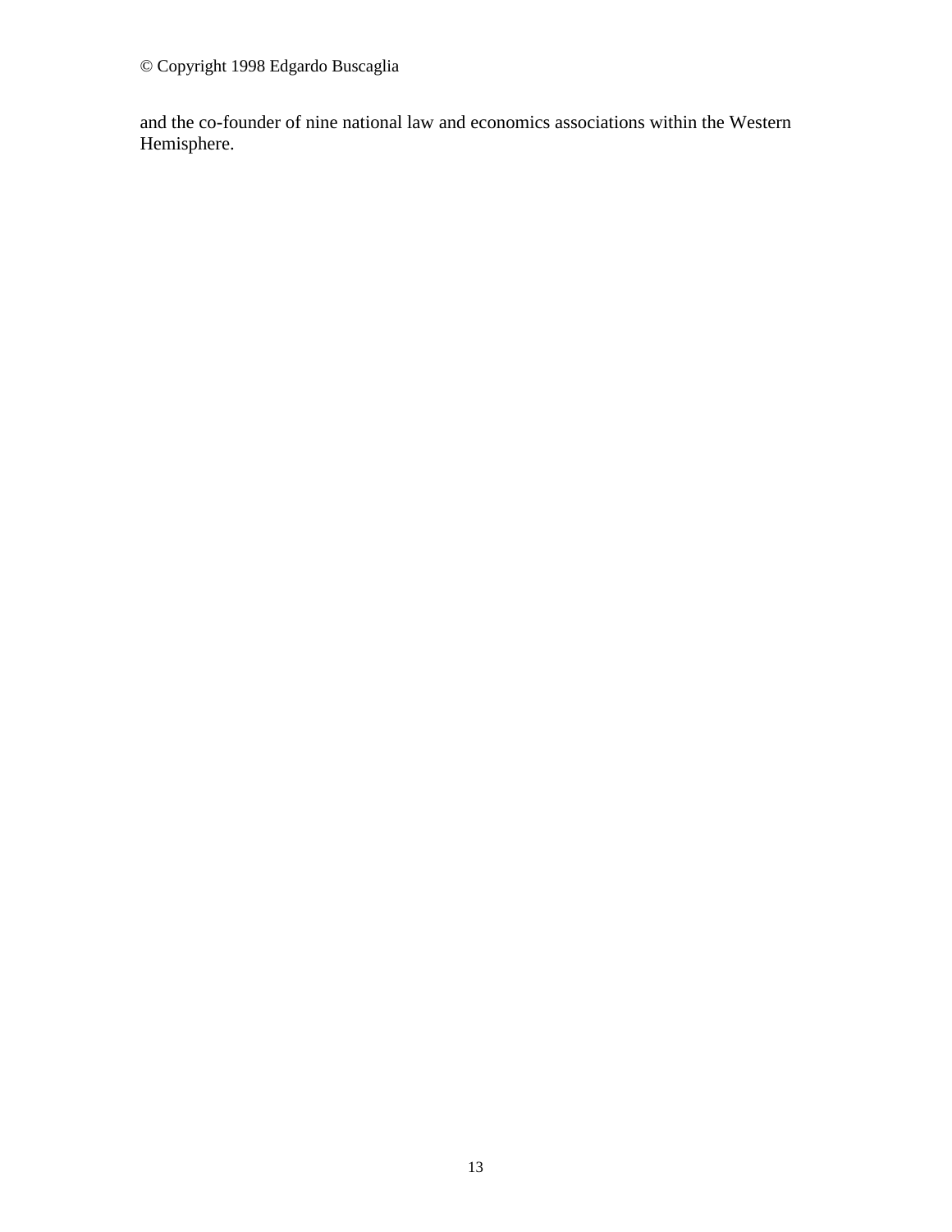and the co-founder of nine national law and economics associations within the Western Hemisphere.